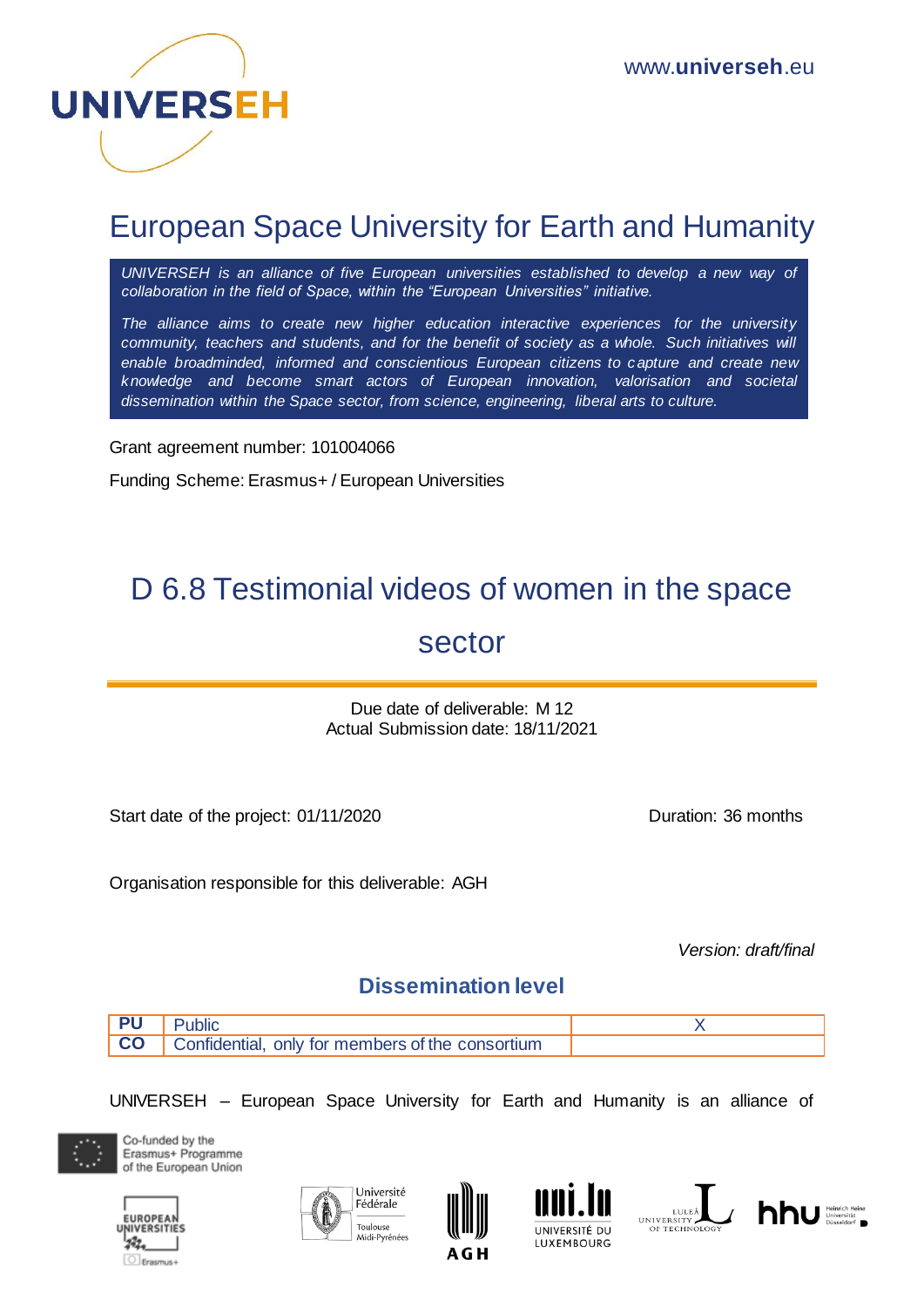UNIVERSEH

www.universeh.eu

# European Space University for Earth and Humanity

*UNIVERSEH is an alliance of five European universities established to develop a new way of collaboration in the field of Space, within the "European Universities" initiative.*

*The alliance aims to create new higher education interactive experiences for the university community, teachers and students, and for the benefit of society as a whole. Such initiatives will enable broadminded, informed and conscientious European citizens to capture and create new knowledge and become smart actors of European innovation, valorisation and societal dissemination within the Space sector, from science, engineering, liberal arts to culture.*

Grant agreement number: 101004066

Funding Scheme: Erasmus+ / European Universities

# D 6.8 Testimonial videos of women in the space sector

Due date of deliverable: M 12
Actual Submission date: 18/11/2021

Start date of the project: 01/11/2020

Duration: 36 months

Organisation responsible for this deliverable: AGH

*Version: draft/final*

## Dissemination level

| | | |
|---|---|---|
| **PU** | Public | X |
| **CO** | Confidential, only for members of the consortium | |

UNIVERSEH – European Space University for Earth and Humanity is an alliance of

Co-funded by the Erasmus+ Programme of the European Union

EUROPEAN UNIVERSITIES Erasmus+

Université Fédérale Toulouse Midi-Pyrénées

AGH

UNIVERSITÉ DU LUXEMBOURG

LULEÅ UNIVERSITY OF TECHNOLOGY

hhu Heinrich Heine Universität Düsseldorf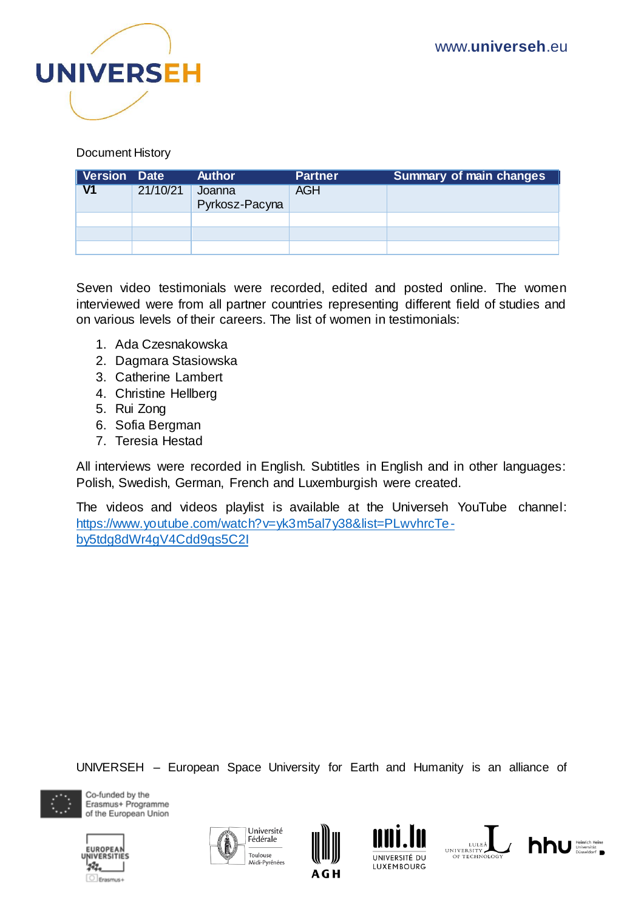Document History

| Version | Date | Author | Partner | Summary of main changes |
|---|---|---|---|---|
| **V1** | 21/10/21 | Joanna Pyrkosz-Pacyna | AGH | |
| | | | | |
| | | | | |
| | | | | |

Seven video testimonials were recorded, edited and posted online. The women interviewed were from all partner countries representing different field of studies and on various levels of their careers. The list of women in testimonials:

1. Ada Czesnakowska
2. Dagmara Stasiowska
3. Catherine Lambert
4. Christine Hellberg
5. Rui Zong
6. Sofia Bergman
7. Teresia Hestad

All interviews were recorded in English. Subtitles in English and in other languages: Polish, Swedish, German, French and Luxemburgish were created.

The videos and videos playlist is available at the Universeh YouTube channel: https://www.youtube.com/watch?v=yk3m5al7y38&list=PLwvhrcTe-by5tdg8dWr4gV4Cdd9qs5C2I

UNIVERSEH – European Space University for Earth and Humanity is an alliance of

Co-funded by the Erasmus+ Programme of the European Union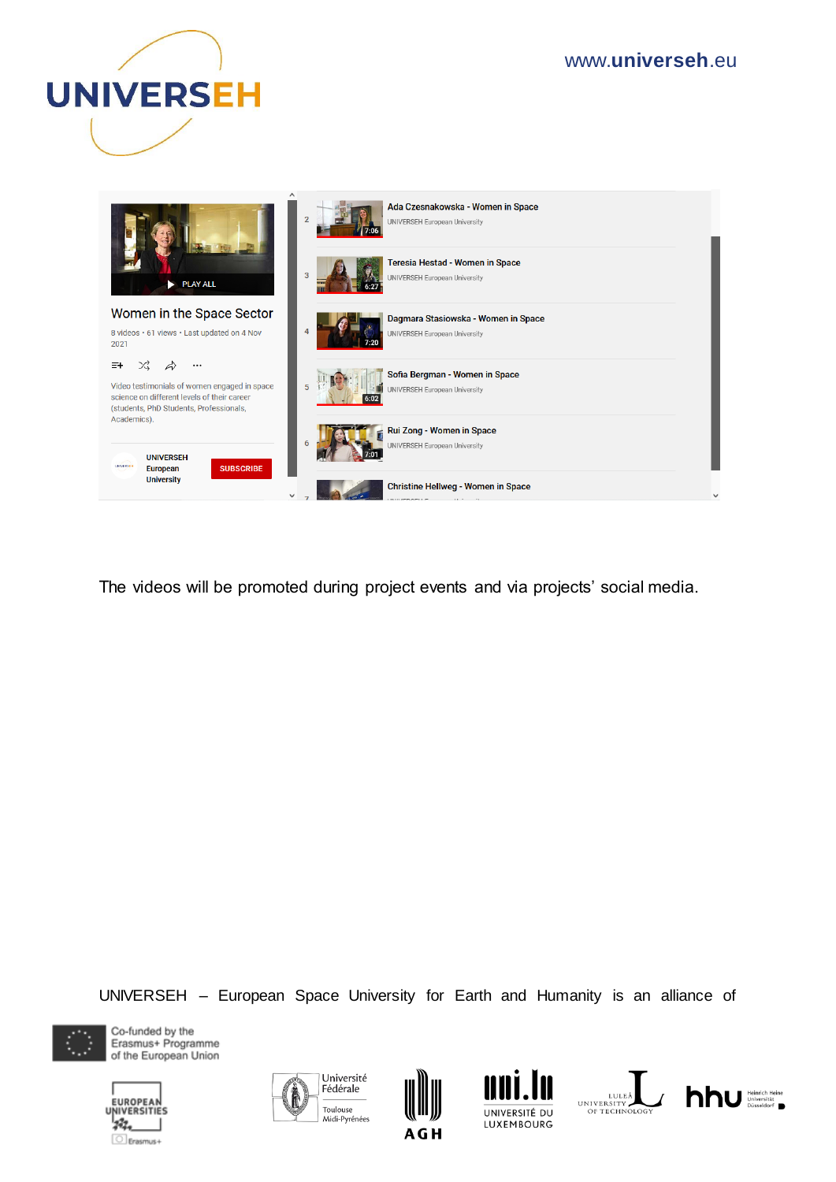The videos will be promoted during project events and via projects' social media.

UNIVERSEH – European Space University for Earth and Humanity is an alliance of